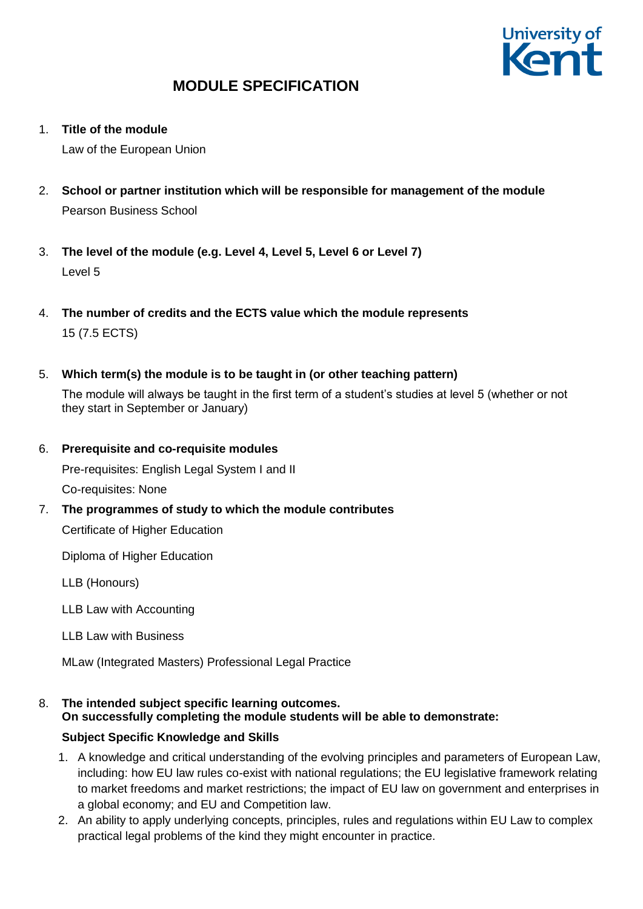# MODULE SPECIFICATION

1. **Title of the module**

   Law of the European Union

2. **School or partner institution which will be responsible for management of the module**

   Pearson Business School

3. **The level of the module (e.g. Level 4, Level 5, Level 6 or Level 7)**

   Level 5

4. **The number of credits and the ECTS value which the module represents**

   15 (7.5 ECTS)

5. **Which term(s) the module is to be taught in (or other teaching pattern)**

   The module will always be taught in the first term of a student's studies at level 5 (whether or not they start in September or January)

6. **Prerequisite and co-requisite modules**

   Pre-requisites: English Legal System I and II

   Co-requisites: None

7. **The programmes of study to which the module contributes**

   Certificate of Higher Education

   Diploma of Higher Education

   LLB (Honours)

   LLB Law with Accounting

   LLB Law with Business

   MLaw (Integrated Masters) Professional Legal Practice

8. **The intended subject specific learning outcomes.**
   **On successfully completing the module students will be able to demonstrate:**

   **Subject Specific Knowledge and Skills**

   1. A knowledge and critical understanding of the evolving principles and parameters of European Law, including: how EU law rules co-exist with national regulations; the EU legislative framework relating to market freedoms and market restrictions; the impact of EU law on government and enterprises in a global economy; and EU and Competition law.
   2. An ability to apply underlying concepts, principles, rules and regulations within EU Law to complex practical legal problems of the kind they might encounter in practice.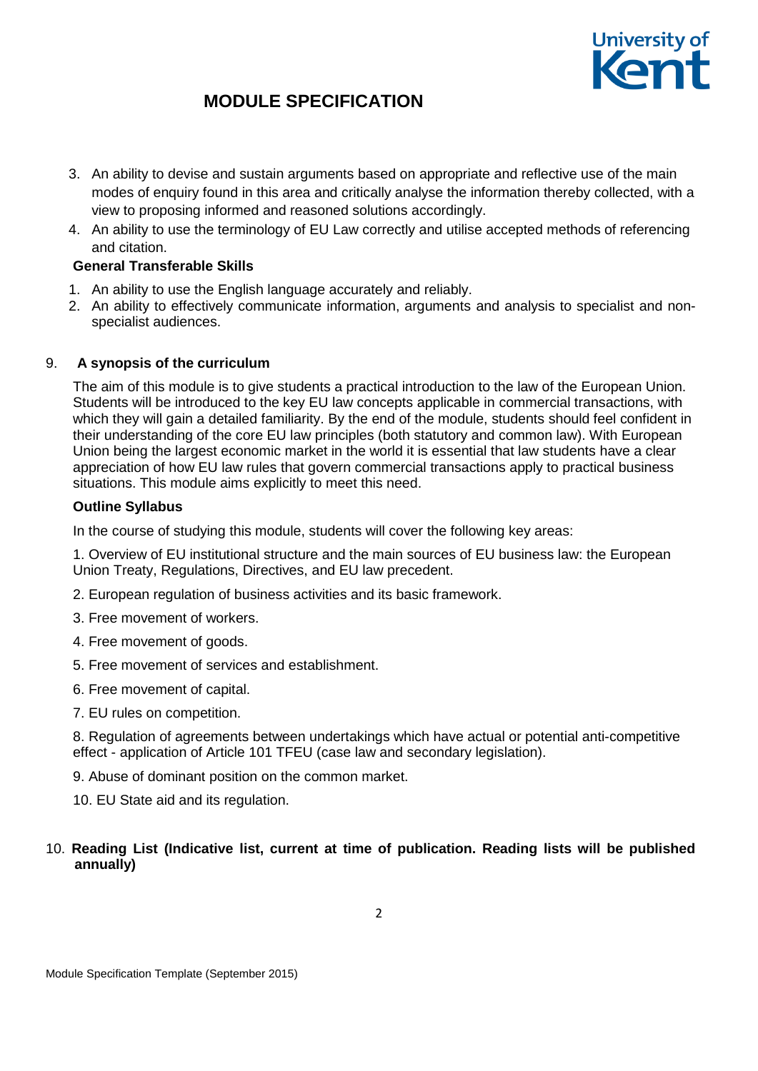3. An ability to devise and sustain arguments based on appropriate and reflective use of the main modes of enquiry found in this area and critically analyse the information thereby collected, with a view to proposing informed and reasoned solutions accordingly.
4. An ability to use the terminology of EU Law correctly and utilise accepted methods of referencing and citation.

**General Transferable Skills**

1. An ability to use the English language accurately and reliably.
2. An ability to effectively communicate information, arguments and analysis to specialist and non-specialist audiences.

## 9. A synopsis of the curriculum

The aim of this module is to give students a practical introduction to the law of the European Union. Students will be introduced to the key EU law concepts applicable in commercial transactions, with which they will gain a detailed familiarity. By the end of the module, students should feel confident in their understanding of the core EU law principles (both statutory and common law). With European Union being the largest economic market in the world it is essential that law students have a clear appreciation of how EU law rules that govern commercial transactions apply to practical business situations. This module aims explicitly to meet this need.

**Outline Syllabus**

In the course of studying this module, students will cover the following key areas:

1. Overview of EU institutional structure and the main sources of EU business law: the European Union Treaty, Regulations, Directives, and EU law precedent.

2. European regulation of business activities and its basic framework.

3. Free movement of workers.

4. Free movement of goods.

5. Free movement of services and establishment.

6. Free movement of capital.

7. EU rules on competition.

8. Regulation of agreements between undertakings which have actual or potential anti-competitive effect - application of Article 101 TFEU (case law and secondary legislation).

9. Abuse of dominant position on the common market.

10. EU State aid and its regulation.

## 10. Reading List (Indicative list, current at time of publication. Reading lists will be published annually)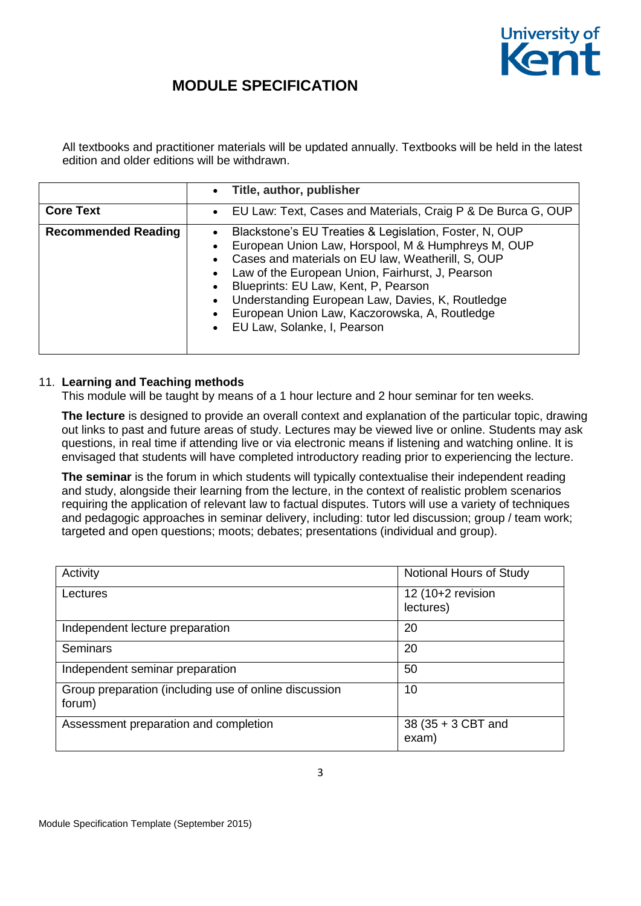# MODULE SPECIFICATION

All textbooks and practitioner materials will be updated annually. Textbooks will be held in the latest edition and older editions will be withdrawn.

| | • **Title, author, publisher** |
|---|---|
| **Core Text** | • EU Law: Text, Cases and Materials, Craig P & De Burca G, OUP |
| **Recommended Reading** | • Blackstone's EU Treaties & Legislation, Foster, N, OUP<br>• European Union Law, Horspool, M & Humphreys M, OUP<br>• Cases and materials on EU law, Weatherill, S, OUP<br>• Law of the European Union, Fairhurst, J, Pearson<br>• Blueprints: EU Law, Kent, P, Pearson<br>• Understanding European Law, Davies, K, Routledge<br>• European Union Law, Kaczorowska, A, Routledge<br>• EU Law, Solanke, I, Pearson |

11. **Learning and Teaching methods**

This module will be taught by means of a 1 hour lecture and 2 hour seminar for ten weeks.

**The lecture** is designed to provide an overall context and explanation of the particular topic, drawing out links to past and future areas of study. Lectures may be viewed live or online. Students may ask questions, in real time if attending live or via electronic means if listening and watching online. It is envisaged that students will have completed introductory reading prior to experiencing the lecture.

**The seminar** is the forum in which students will typically contextualise their independent reading and study, alongside their learning from the lecture, in the context of realistic problem scenarios requiring the application of relevant law to factual disputes. Tutors will use a variety of techniques and pedagogic approaches in seminar delivery, including: tutor led discussion; group / team work; targeted and open questions; moots; debates; presentations (individual and group).

| Activity | Notional Hours of Study |
|---|---|
| Lectures | 12 (10+2 revision lectures) |
| Independent lecture preparation | 20 |
| Seminars | 20 |
| Independent seminar preparation | 50 |
| Group preparation (including use of online discussion forum) | 10 |
| Assessment preparation and completion | 38 (35 + 3 CBT and exam) |

Module Specification Template (September 2015)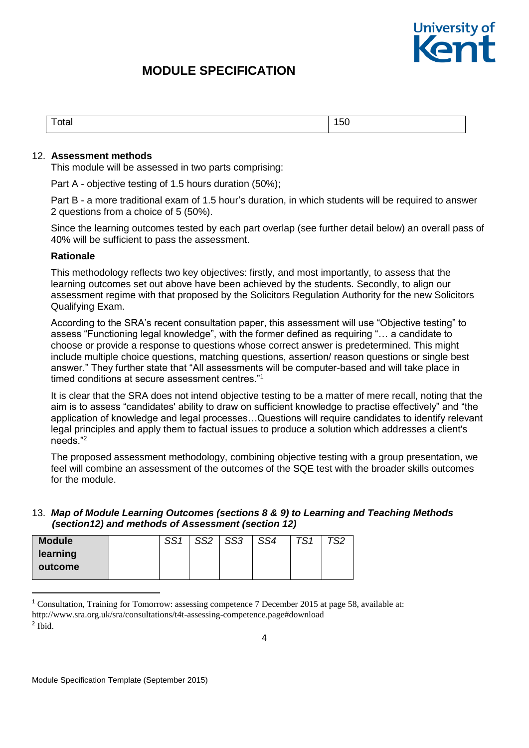| Total | 150 |
|---|---|

12. **Assessment methods**

This module will be assessed in two parts comprising:

Part A - objective testing of 1.5 hours duration (50%);

Part B - a more traditional exam of 1.5 hour's duration, in which students will be required to answer 2 questions from a choice of 5 (50%).

Since the learning outcomes tested by each part overlap (see further detail below) an overall pass of 40% will be sufficient to pass the assessment.

**Rationale**

This methodology reflects two key objectives: firstly, and most importantly, to assess that the learning outcomes set out above have been achieved by the students. Secondly, to align our assessment regime with that proposed by the Solicitors Regulation Authority for the new Solicitors Qualifying Exam.

According to the SRA's recent consultation paper, this assessment will use "Objective testing" to assess "Functioning legal knowledge", with the former defined as requiring "… a candidate to choose or provide a response to questions whose correct answer is predetermined. This might include multiple choice questions, matching questions, assertion/ reason questions or single best answer." They further state that "All assessments will be computer-based and will take place in timed conditions at secure assessment centres."[1]

It is clear that the SRA does not intend objective testing to be a matter of mere recall, noting that the aim is to assess "candidates' ability to draw on sufficient knowledge to practise effectively" and "the application of knowledge and legal processes…Questions will require candidates to identify relevant legal principles and apply them to factual issues to produce a solution which addresses a client's needs."[2]

The proposed assessment methodology, combining objective testing with a group presentation, we feel will combine an assessment of the outcomes of the SQE test with the broader skills outcomes for the module.

13. ***Map of Module Learning Outcomes (sections 8 & 9) to Learning and Teaching Methods (section12) and methods of Assessment (section 12)***

| **Module learning outcome** | | *SS1* | *SS2* | *SS3* | *SS4* | *TS1* | *TS2* |
|---|---|---|---|---|---|---|---|

[1] Consultation, Training for Tomorrow: assessing competence 7 December 2015 at page 58, available at: http://www.sra.org.uk/sra/consultations/t4t-assessing-competence.page#download

[2] Ibid.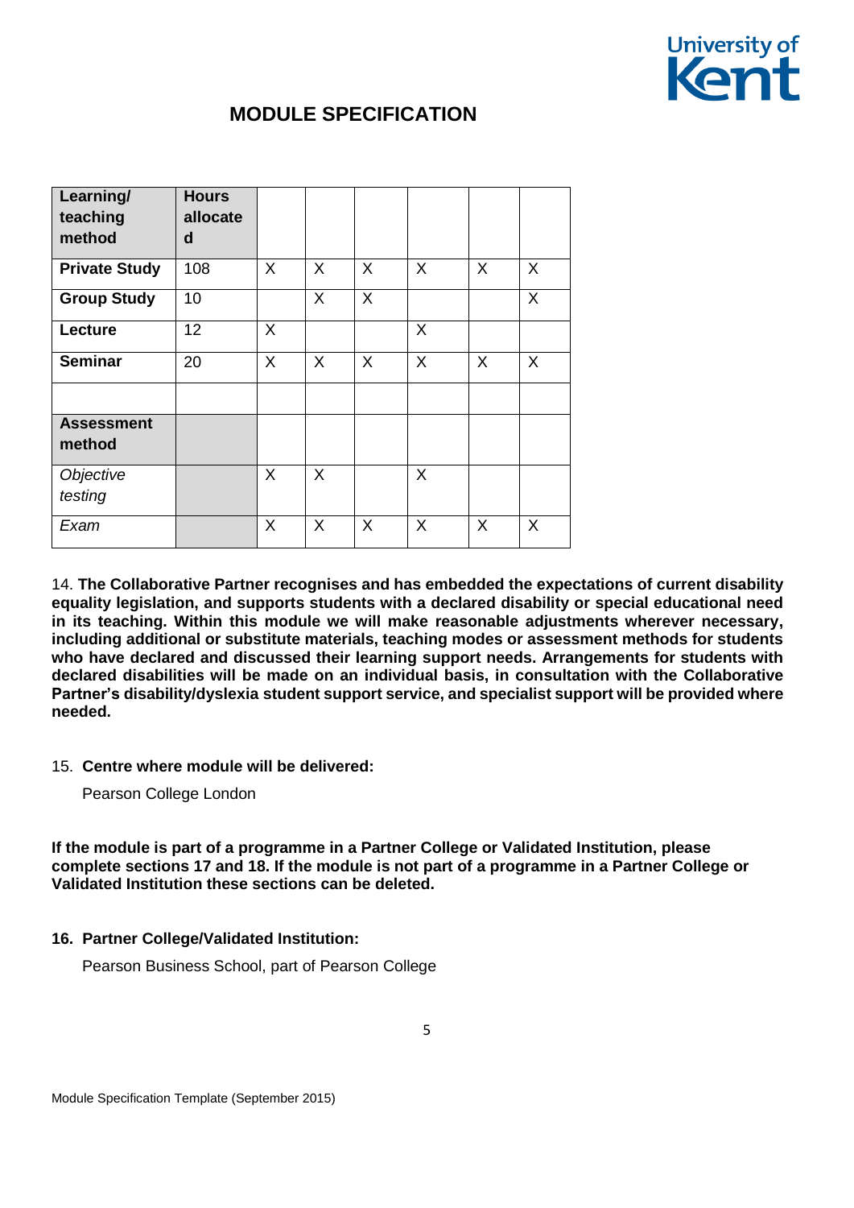# MODULE SPECIFICATION

| Learning/ teaching method | Hours allocated | | | | | | |
|---|---|---|---|---|---|---|---|
| **Private Study** | 108 | X | X | X | X | X | X |
| **Group Study** | 10 | | X | X | | | X |
| **Lecture** | 12 | X | | | X | | |
| **Seminar** | 20 | X | X | X | X | X | X |
| | | | | | | | |
| **Assessment method** | | | | | | | |
| *Objective testing* | | X | X | | X | | |
| *Exam* | | X | X | X | X | X | X |

14. **The Collaborative Partner recognises and has embedded the expectations of current disability equality legislation, and supports students with a declared disability or special educational need in its teaching. Within this module we will make reasonable adjustments wherever necessary, including additional or substitute materials, teaching modes or assessment methods for students who have declared and discussed their learning support needs. Arrangements for students with declared disabilities will be made on an individual basis, in consultation with the Collaborative Partner's disability/dyslexia student support service, and specialist support will be provided where needed.**

15. **Centre where module will be delivered:**

    Pearson College London

**If the module is part of a programme in a Partner College or Validated Institution, please complete sections 17 and 18. If the module is not part of a programme in a Partner College or Validated Institution these sections can be deleted.**

**16. Partner College/Validated Institution:**

    Pearson Business School, part of Pearson College

Module Specification Template (September 2015)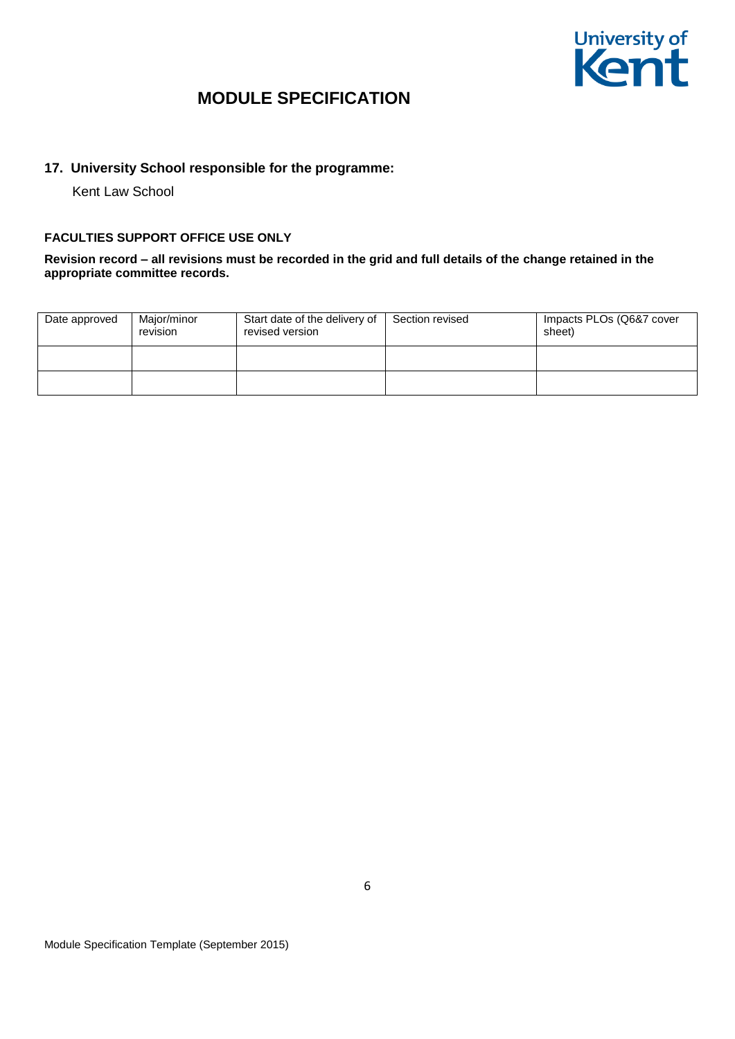# MODULE SPECIFICATION

**17. University School responsible for the programme:**

Kent Law School

**FACULTIES SUPPORT OFFICE USE ONLY**

**Revision record – all revisions must be recorded in the grid and full details of the change retained in the appropriate committee records.**

| Date approved | Major/minor revision | Start date of the delivery of revised version | Section revised | Impacts PLOs (Q6&7 cover sheet) |
|---|---|---|---|---|
| | | | | |
| | | | | |

Module Specification Template (September 2015)